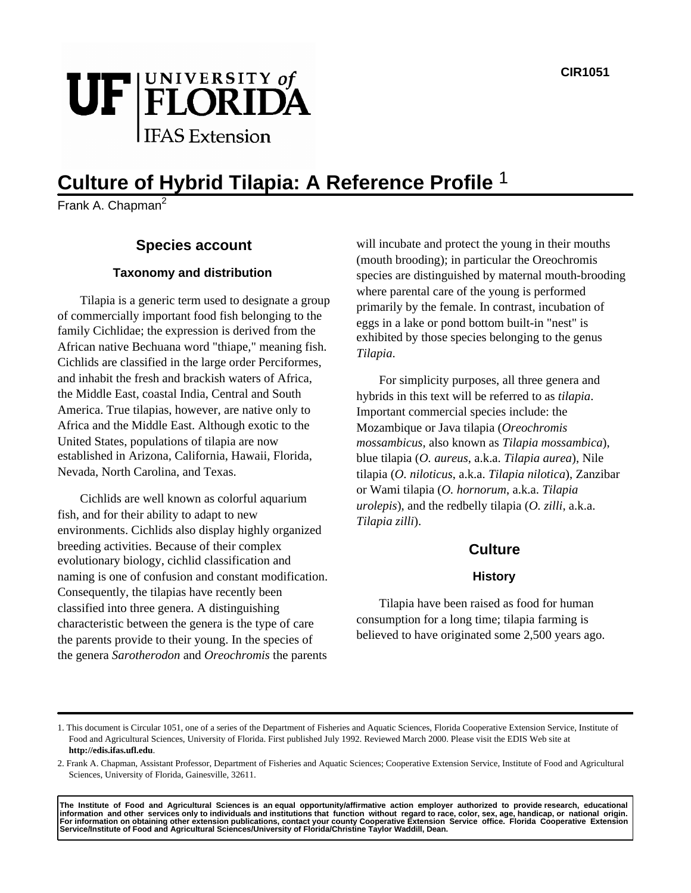CIR1051

# Culture of Hybrid Tilapia: A Reference Profile [1]

Frank A. Chapman[2]

## Species account

### Taxonomy and distribution

Tilapia is a generic term used to designate a group of commercially important food fish belonging to the family Cichlidae; the expression is derived from the African native Bechuana word "thiape," meaning fish. Cichlids are classified in the large order Perciformes, and inhabit the fresh and brackish waters of Africa, the Middle East, coastal India, Central and South America. True tilapias, however, are native only to Africa and the Middle East. Although exotic to the United States, populations of tilapia are now established in Arizona, California, Hawaii, Florida, Nevada, North Carolina, and Texas.

Cichlids are well known as colorful aquarium fish, and for their ability to adapt to new environments. Cichlids also display highly organized breeding activities. Because of their complex evolutionary biology, cichlid classification and naming is one of confusion and constant modification. Consequently, the tilapias have recently been classified into three genera. A distinguishing characteristic between the genera is the type of care the parents provide to their young. In the species of the genera *Sarotherodon* and *Oreochromis* the parents will incubate and protect the young in their mouths (mouth brooding); in particular the Oreochromis species are distinguished by maternal mouth-brooding where parental care of the young is performed primarily by the female. In contrast, incubation of eggs in a lake or pond bottom built-in "nest" is exhibited by those species belonging to the genus *Tilapia*.

For simplicity purposes, all three genera and hybrids in this text will be referred to as *tilapia*. Important commercial species include: the Mozambique or Java tilapia (*Oreochromis mossambicus*, also known as *Tilapia mossambica*), blue tilapia (*O. aureus*, a.k.a. *Tilapia aurea*), Nile tilapia (*O. niloticus*, a.k.a. *Tilapia nilotica*), Zanzibar or Wami tilapia (*O. hornorum*, a.k.a. *Tilapia urolepis*), and the redbelly tilapia (*O. zilli*, a.k.a. *Tilapia zilli*).

## Culture

### History

Tilapia have been raised as food for human consumption for a long time; tilapia farming is believed to have originated some 2,500 years ago.

1. This document is Circular 1051, one of a series of the Department of Fisheries and Aquatic Sciences, Florida Cooperative Extension Service, Institute of Food and Agricultural Sciences, University of Florida. First published July 1992. Reviewed March 2000. Please visit the EDIS Web site at **http://edis.ifas.ufl.edu**.

2. Frank A. Chapman, Assistant Professor, Department of Fisheries and Aquatic Sciences; Cooperative Extension Service, Institute of Food and Agricultural Sciences, University of Florida, Gainesville, 32611.

**The Institute of Food and Agricultural Sciences is an equal opportunity/affirmative action employer authorized to provide research, educational information and other services only to individuals and institutions that function without regard to race, color, sex, age, handicap, or national origin. For information on obtaining other extension publications, contact your county Cooperative Extension Service office. Florida Cooperative Extension Service/Institute of Food and Agricultural Sciences/University of Florida/Christine Taylor Waddill, Dean.**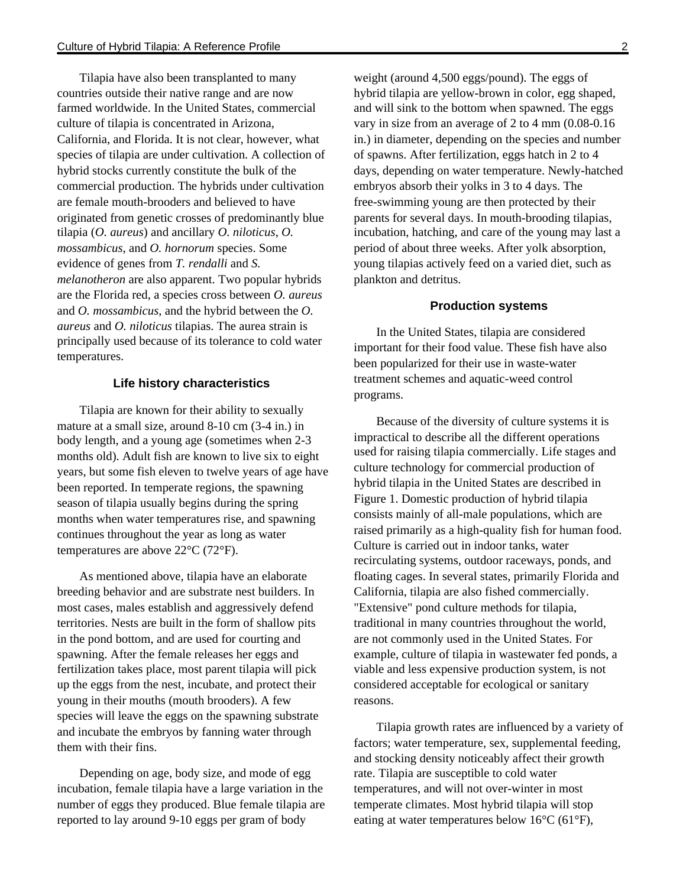Tilapia have also been transplanted to many countries outside their native range and are now farmed worldwide. In the United States, commercial culture of tilapia is concentrated in Arizona, California, and Florida. It is not clear, however, what species of tilapia are under cultivation. A collection of hybrid stocks currently constitute the bulk of the commercial production. The hybrids under cultivation are female mouth-brooders and believed to have originated from genetic crosses of predominantly blue tilapia (*O. aureus*) and ancillary *O. niloticus*, *O. mossambicus*, and *O. hornorum* species. Some evidence of genes from *T. rendalli* and *S. melanotheron* are also apparent. Two popular hybrids are the Florida red, a species cross between *O. aureus* and *O. mossambicus*, and the hybrid between the *O. aureus* and *O. niloticus* tilapias. The aurea strain is principally used because of its tolerance to cold water temperatures.

### Life history characteristics

Tilapia are known for their ability to sexually mature at a small size, around 8-10 cm (3-4 in.) in body length, and a young age (sometimes when 2-3 months old). Adult fish are known to live six to eight years, but some fish eleven to twelve years of age have been reported. In temperate regions, the spawning season of tilapia usually begins during the spring months when water temperatures rise, and spawning continues throughout the year as long as water temperatures are above 22°C (72°F).

As mentioned above, tilapia have an elaborate breeding behavior and are substrate nest builders. In most cases, males establish and aggressively defend territories. Nests are built in the form of shallow pits in the pond bottom, and are used for courting and spawning. After the female releases her eggs and fertilization takes place, most parent tilapia will pick up the eggs from the nest, incubate, and protect their young in their mouths (mouth brooders). A few species will leave the eggs on the spawning substrate and incubate the embryos by fanning water through them with their fins.

Depending on age, body size, and mode of egg incubation, female tilapia have a large variation in the number of eggs they produced. Blue female tilapia are reported to lay around 9-10 eggs per gram of body weight (around 4,500 eggs/pound). The eggs of hybrid tilapia are yellow-brown in color, egg shaped, and will sink to the bottom when spawned. The eggs vary in size from an average of 2 to 4 mm (0.08-0.16 in.) in diameter, depending on the species and number of spawns. After fertilization, eggs hatch in 2 to 4 days, depending on water temperature. Newly-hatched embryos absorb their yolks in 3 to 4 days. The free-swimming young are then protected by their parents for several days. In mouth-brooding tilapias, incubation, hatching, and care of the young may last a period of about three weeks. After yolk absorption, young tilapias actively feed on a varied diet, such as plankton and detritus.

### Production systems

In the United States, tilapia are considered important for their food value. These fish have also been popularized for their use in waste-water treatment schemes and aquatic-weed control programs.

Because of the diversity of culture systems it is impractical to describe all the different operations used for raising tilapia commercially. Life stages and culture technology for commercial production of hybrid tilapia in the United States are described in Figure 1. Domestic production of hybrid tilapia consists mainly of all-male populations, which are raised primarily as a high-quality fish for human food. Culture is carried out in indoor tanks, water recirculating systems, outdoor raceways, ponds, and floating cages. In several states, primarily Florida and California, tilapia are also fished commercially. "Extensive" pond culture methods for tilapia, traditional in many countries throughout the world, are not commonly used in the United States. For example, culture of tilapia in wastewater fed ponds, a viable and less expensive production system, is not considered acceptable for ecological or sanitary reasons.

Tilapia growth rates are influenced by a variety of factors; water temperature, sex, supplemental feeding, and stocking density noticeably affect their growth rate. Tilapia are susceptible to cold water temperatures, and will not over-winter in most temperate climates. Most hybrid tilapia will stop eating at water temperatures below 16°C (61°F),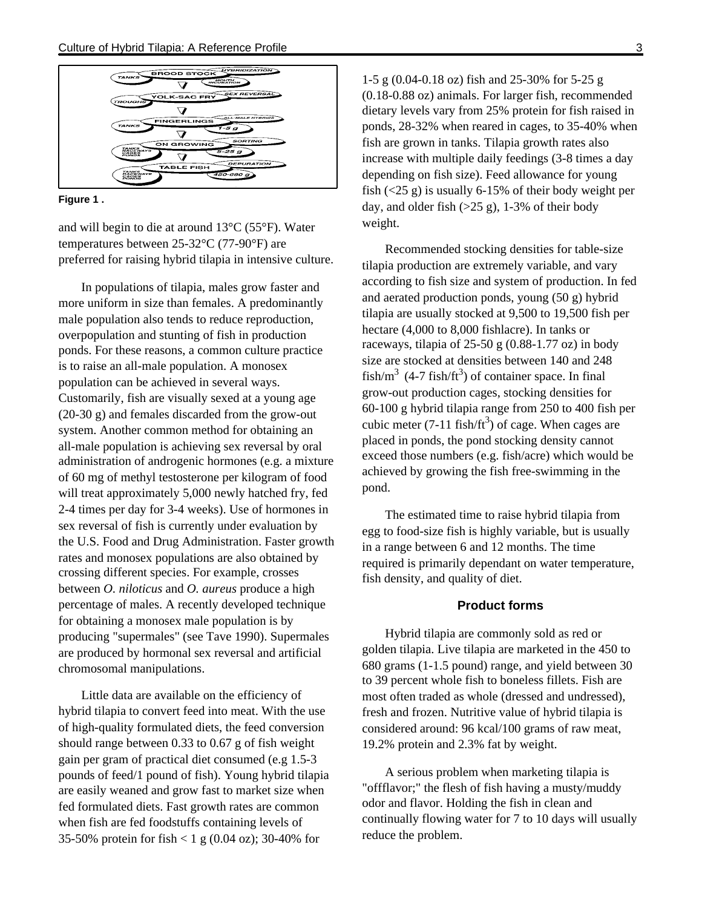Figure 1 .

and will begin to die at around 13°C (55°F). Water temperatures between 25-32°C (77-90°F) are preferred for raising hybrid tilapia in intensive culture.

In populations of tilapia, males grow faster and more uniform in size than females. A predominantly male population also tends to reduce reproduction, overpopulation and stunting of fish in production ponds. For these reasons, a common culture practice is to raise an all-male population. A monosex population can be achieved in several ways. Customarily, fish are visually sexed at a young age (20-30 g) and females discarded from the grow-out system. Another common method for obtaining an all-male population is achieving sex reversal by oral administration of androgenic hormones (e.g. a mixture of 60 mg of methyl testosterone per kilogram of food will treat approximately 5,000 newly hatched fry, fed 2-4 times per day for 3-4 weeks). Use of hormones in sex reversal of fish is currently under evaluation by the U.S. Food and Drug Administration. Faster growth rates and monosex populations are also obtained by crossing different species. For example, crosses between *O. niloticus* and *O. aureus* produce a high percentage of males. A recently developed technique for obtaining a monosex male population is by producing "supermales" (see Tave 1990). Supermales are produced by hormonal sex reversal and artificial chromosomal manipulations.

Little data are available on the efficiency of hybrid tilapia to convert feed into meat. With the use of high-quality formulated diets, the feed conversion should range between 0.33 to 0.67 g of fish weight gain per gram of practical diet consumed (e.g 1.5-3 pounds of feed/1 pound of fish). Young hybrid tilapia are easily weaned and grow fast to market size when fed formulated diets. Fast growth rates are common when fish are fed foodstuffs containing levels of 35-50% protein for fish < 1 g (0.04 oz); 30-40% for 1-5 g (0.04-0.18 oz) fish and 25-30% for 5-25 g (0.18-0.88 oz) animals. For larger fish, recommended dietary levels vary from 25% protein for fish raised in ponds, 28-32% when reared in cages, to 35-40% when fish are grown in tanks. Tilapia growth rates also increase with multiple daily feedings (3-8 times a day depending on fish size). Feed allowance for young fish (<25 g) is usually 6-15% of their body weight per day, and older fish (>25 g), 1-3% of their body weight.

Recommended stocking densities for table-size tilapia production are extremely variable, and vary according to fish size and system of production. In fed and aerated production ponds, young (50 g) hybrid tilapia are usually stocked at 9,500 to 19,500 fish per hectare (4,000 to 8,000 fishlacre). In tanks or raceways, tilapia of 25-50 g (0.88-1.77 oz) in body size are stocked at densities between 140 and 248 fish/$m^3$ (4-7 fish/$ft^3$) of container space. In final grow-out production cages, stocking densities for 60-100 g hybrid tilapia range from 250 to 400 fish per cubic meter (7-11 fish/$ft^3$) of cage. When cages are placed in ponds, the pond stocking density cannot exceed those numbers (e.g. fish/acre) which would be achieved by growing the fish free-swimming in the pond.

The estimated time to raise hybrid tilapia from egg to food-size fish is highly variable, but is usually in a range between 6 and 12 months. The time required is primarily dependant on water temperature, fish density, and quality of diet.

### Product forms

Hybrid tilapia are commonly sold as red or golden tilapia. Live tilapia are marketed in the 450 to 680 grams (1-1.5 pound) range, and yield between 30 to 39 percent whole fish to boneless fillets. Fish are most often traded as whole (dressed and undressed), fresh and frozen. Nutritive value of hybrid tilapia is considered around: 96 kcal/100 grams of raw meat, 19.2% protein and 2.3% fat by weight.

A serious problem when marketing tilapia is "offflavor;" the flesh of fish having a musty/muddy odor and flavor. Holding the fish in clean and continually flowing water for 7 to 10 days will usually reduce the problem.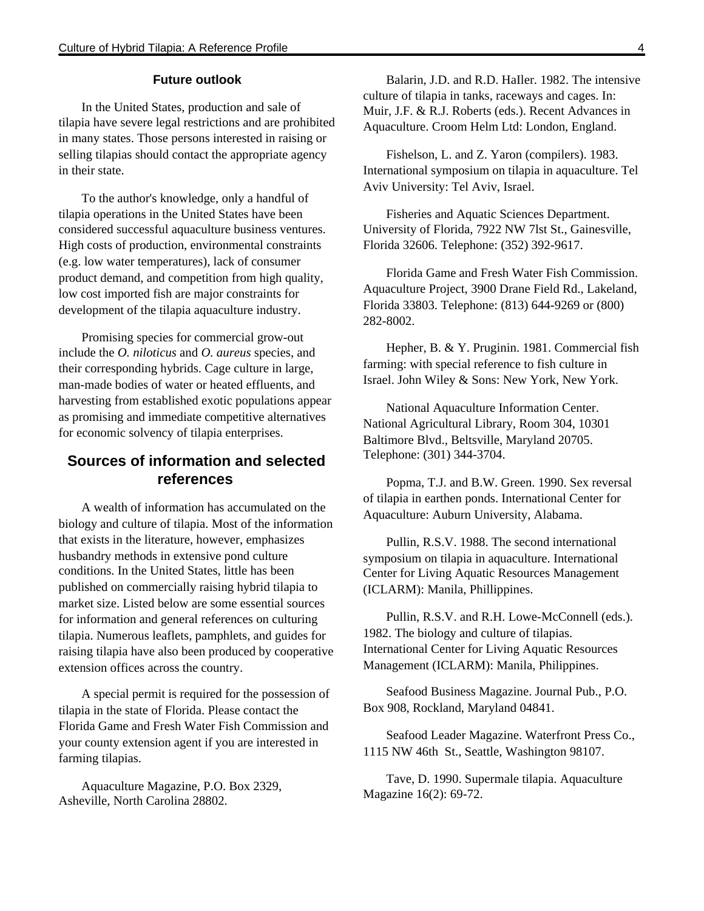### Future outlook

In the United States, production and sale of tilapia have severe legal restrictions and are prohibited in many states. Those persons interested in raising or selling tilapias should contact the appropriate agency in their state.

To the author's knowledge, only a handful of tilapia operations in the United States have been considered successful aquaculture business ventures. High costs of production, environmental constraints (e.g. low water temperatures), lack of consumer product demand, and competition from high quality, low cost imported fish are major constraints for development of the tilapia aquaculture industry.

Promising species for commercial grow-out include the *O. niloticus* and *O. aureus* species, and their corresponding hybrids. Cage culture in large, man-made bodies of water or heated effluents, and harvesting from established exotic populations appear as promising and immediate competitive alternatives for economic solvency of tilapia enterprises.

## Sources of information and selected references

A wealth of information has accumulated on the biology and culture of tilapia. Most of the information that exists in the literature, however, emphasizes husbandry methods in extensive pond culture conditions. In the United States, little has been published on commercially raising hybrid tilapia to market size. Listed below are some essential sources for information and general references on culturing tilapia. Numerous leaflets, pamphlets, and guides for raising tilapia have also been produced by cooperative extension offices across the country.

A special permit is required for the possession of tilapia in the state of Florida. Please contact the Florida Game and Fresh Water Fish Commission and your county extension agent if you are interested in farming tilapias.

Aquaculture Magazine, P.O. Box 2329, Asheville, North Carolina 28802.

Balarin, J.D. and R.D. HaIler. 1982. The intensive culture of tilapia in tanks, raceways and cages. In: Muir, J.F. & R.J. Roberts (eds.). Recent Advances in Aquaculture. Croom Helm Ltd: London, England.

Fishelson, L. and Z. Yaron (compilers). 1983. International symposium on tilapia in aquaculture. Tel Aviv University: Tel Aviv, Israel.

Fisheries and Aquatic Sciences Department. University of Florida, 7922 NW 7lst St., Gainesville, Florida 32606. Telephone: (352) 392-9617.

Florida Game and Fresh Water Fish Commission. Aquaculture Project, 3900 Drane Field Rd., Lakeland, Florida 33803. Telephone: (813) 644-9269 or (800) 282-8002.

Hepher, B. & Y. Pruginin. 1981. Commercial fish farming: with special reference to fish culture in Israel. John Wiley & Sons: New York, New York.

National Aquaculture Information Center. National Agricultural Library, Room 304, 10301 Baltimore Blvd., Beltsville, Maryland 20705. Telephone: (301) 344-3704.

Popma, T.J. and B.W. Green. 1990. Sex reversal of tilapia in earthen ponds. International Center for Aquaculture: Auburn University, Alabama.

Pullin, R.S.V. 1988. The second international symposium on tilapia in aquaculture. International Center for Living Aquatic Resources Management (ICLARM): Manila, Phillippines.

Pullin, R.S.V. and R.H. Lowe-McConnell (eds.). 1982. The biology and culture of tilapias. International Center for Living Aquatic Resources Management (ICLARM): Manila, Philippines.

Seafood Business Magazine. Journal Pub., P.O. Box 908, Rockland, Maryland 04841.

Seafood Leader Magazine. Waterfront Press Co., 1115 NW 46th St., Seattle, Washington 98107.

Tave, D. 1990. Supermale tilapia. Aquaculture Magazine 16(2): 69-72.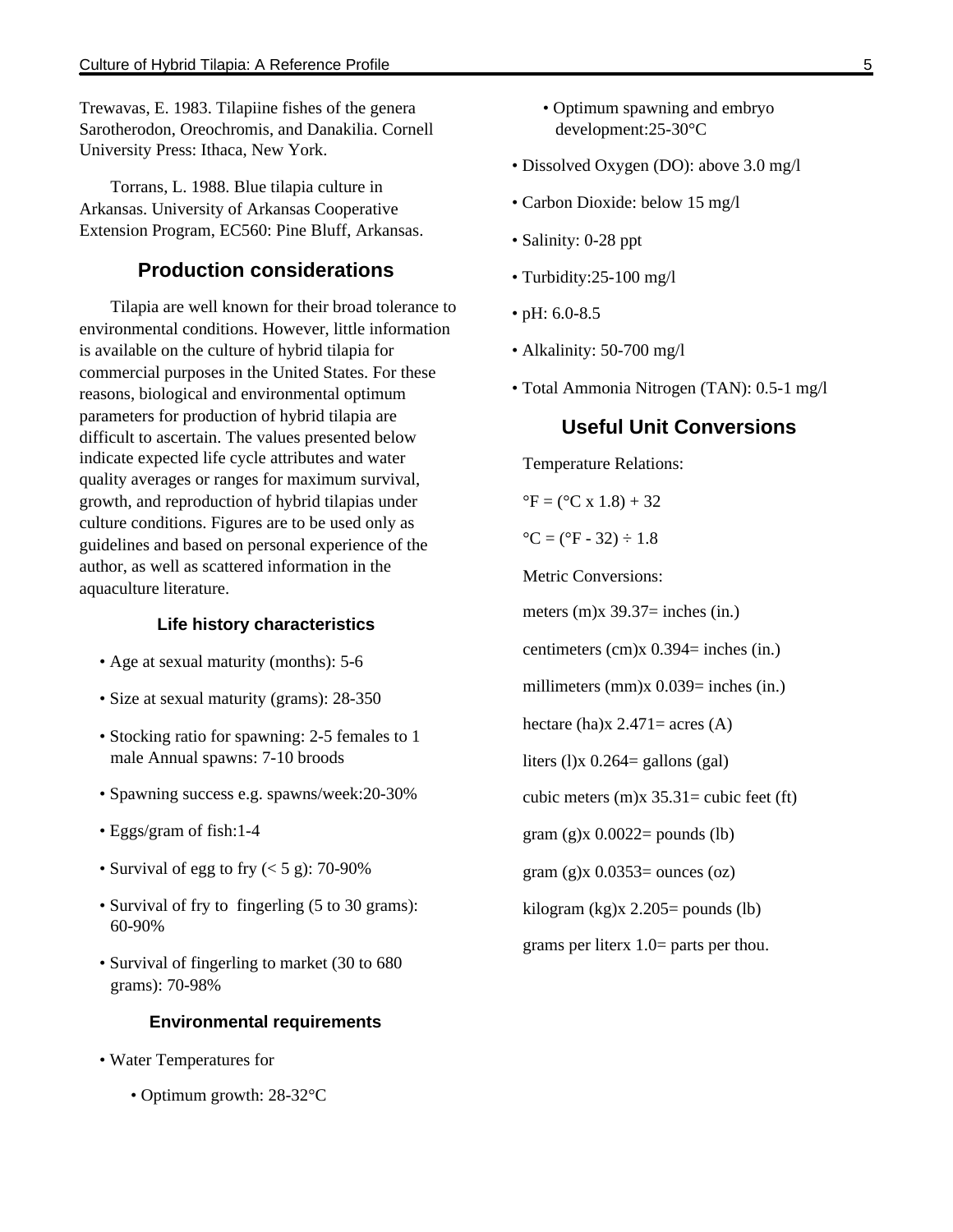Trewavas, E. 1983. Tilapiine fishes of the genera Sarotherodon, Oreochromis, and Danakilia. Cornell University Press: Ithaca, New York.

Torrans, L. 1988. Blue tilapia culture in Arkansas. University of Arkansas Cooperative Extension Program, EC560: Pine Bluff, Arkansas.

## Production considerations

Tilapia are well known for their broad tolerance to environmental conditions. However, little information is available on the culture of hybrid tilapia for commercial purposes in the United States. For these reasons, biological and environmental optimum parameters for production of hybrid tilapia are difficult to ascertain. The values presented below indicate expected life cycle attributes and water quality averages or ranges for maximum survival, growth, and reproduction of hybrid tilapias under culture conditions. Figures are to be used only as guidelines and based on personal experience of the author, as well as scattered information in the aquaculture literature.

### Life history characteristics

- Age at sexual maturity (months): 5-6
- Size at sexual maturity (grams): 28-350
- Stocking ratio for spawning: 2-5 females to 1 male Annual spawns: 7-10 broods
- Spawning success e.g. spawns/week:20-30%
- Eggs/gram of fish:1-4
- Survival of egg to fry (< 5 g): 70-90%
- Survival of fry to fingerling (5 to 30 grams): 60-90%
- Survival of fingerling to market (30 to 680 grams): 70-98%

### Environmental requirements

- Water Temperatures for
  - Optimum growth: 28-32°C
  - Optimum spawning and embryo development:25-30°C
- Dissolved Oxygen (DO): above 3.0 mg/l
- Carbon Dioxide: below 15 mg/l
- Salinity: 0-28 ppt
- Turbidity:25-100 mg/l
- pH: 6.0-8.5
- Alkalinity: 50-700 mg/l
- Total Ammonia Nitrogen (TAN): 0.5-1 mg/l

## Useful Unit Conversions

Temperature Relations:

°F = (°C x 1.8) + 32

°C = (°F - 32) ÷ 1.8

Metric Conversions:

meters (m)x 39.37= inches (in.)

centimeters (cm)x 0.394= inches (in.)

millimeters (mm)x 0.039= inches (in.)

hectare (ha)x 2.471= acres (A)

liters (l)x 0.264= gallons (gal)

cubic meters (m)x 35.31= cubic feet (ft)

gram (g)x 0.0022= pounds (lb)

gram (g)x 0.0353= ounces (oz)

kilogram (kg)x 2.205= pounds (lb)

grams per literx 1.0= parts per thou.